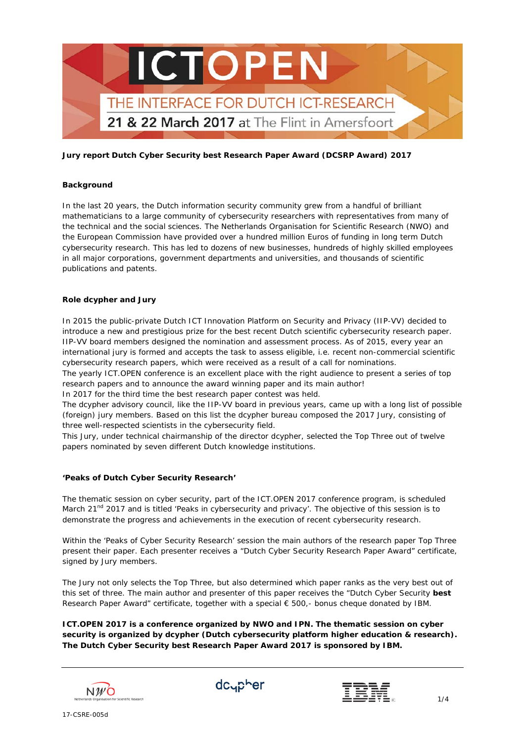# ICTOPEN

THE INTERFACE FOR DUTCH ICT-RESEARCH

21 & 22 March 2017 at The Flint in Amersfoort

**Jury report Dutch Cyber Security best Research Paper Award (DCSRP Award) 2017**

## Background

In the last 20 years, the Dutch information security community grew from a handful of brilliant mathematicians to a large community of cybersecurity researchers with representatives from many of the technical and the social sciences. The Netherlands Organisation for Scientific Research (NWO) and the European Commission have provided over a hundred million Euros of funding in long term Dutch cybersecurity research. This has led to dozens of new businesses, hundreds of highly skilled employees in all major corporations, government departments and universities, and thousands of scientific publications and patents.

## Role dcypher and Jury

In 2015 the public-private Dutch ICT Innovation Platform on Security and Privacy (IIP-VV) decided to introduce a new and prestigious prize for the best recent Dutch scientific cybersecurity research paper. IIP-VV board members designed the nomination and assessment process. As of 2015, every year an international jury is formed and accepts the task to assess eligible, i.e. recent non-commercial scientific cybersecurity research papers, which were received as a result of a call for nominations.
The yearly ICT.OPEN conference is an excellent place with the right audience to present a series of top research papers and to announce the award winning paper and its main author!
In 2017 for the third time the best research paper contest was held.
The dcypher advisory council, like the IIP-VV board in previous years, came up with a long list of possible (foreign) jury members. Based on this list the dcypher bureau composed the 2017 Jury, consisting of three well-respected scientists in the cybersecurity field.
This Jury, under technical chairmanship of the director dcypher, selected the Top Three out of twelve papers nominated by seven different Dutch knowledge institutions.

## 'Peaks of Dutch Cyber Security Research'

The thematic session on cyber security, part of the ICT.OPEN 2017 conference program, is scheduled March 21st 2017 and is titled 'Peaks in cybersecurity and privacy'. The objective of this session is to demonstrate the progress and achievements in the execution of recent cybersecurity research.

Within the 'Peaks of Cyber Security Research' session the main authors of the research paper Top Three present their paper. Each presenter receives a "Dutch Cyber Security Research Paper Award" certificate, signed by Jury members.

The Jury not only selects the Top Three, but also determined which paper ranks as the very best out of this set of three. The main author and presenter of this paper receives the "Dutch Cyber Security **best** Research Paper Award" certificate, together with a special € 500,- bonus cheque donated by IBM.

**ICT.OPEN 2017 is a conference organized by NWO and IPN. The thematic session on cyber security is organized by dcypher (Dutch cybersecurity platform higher education & research). The Dutch Cyber Security best Research Paper Award 2017 is sponsored by IBM.**

NWO Netherlands Organisation for Scientific Research | dcypher | IBM

17-CSRE-005d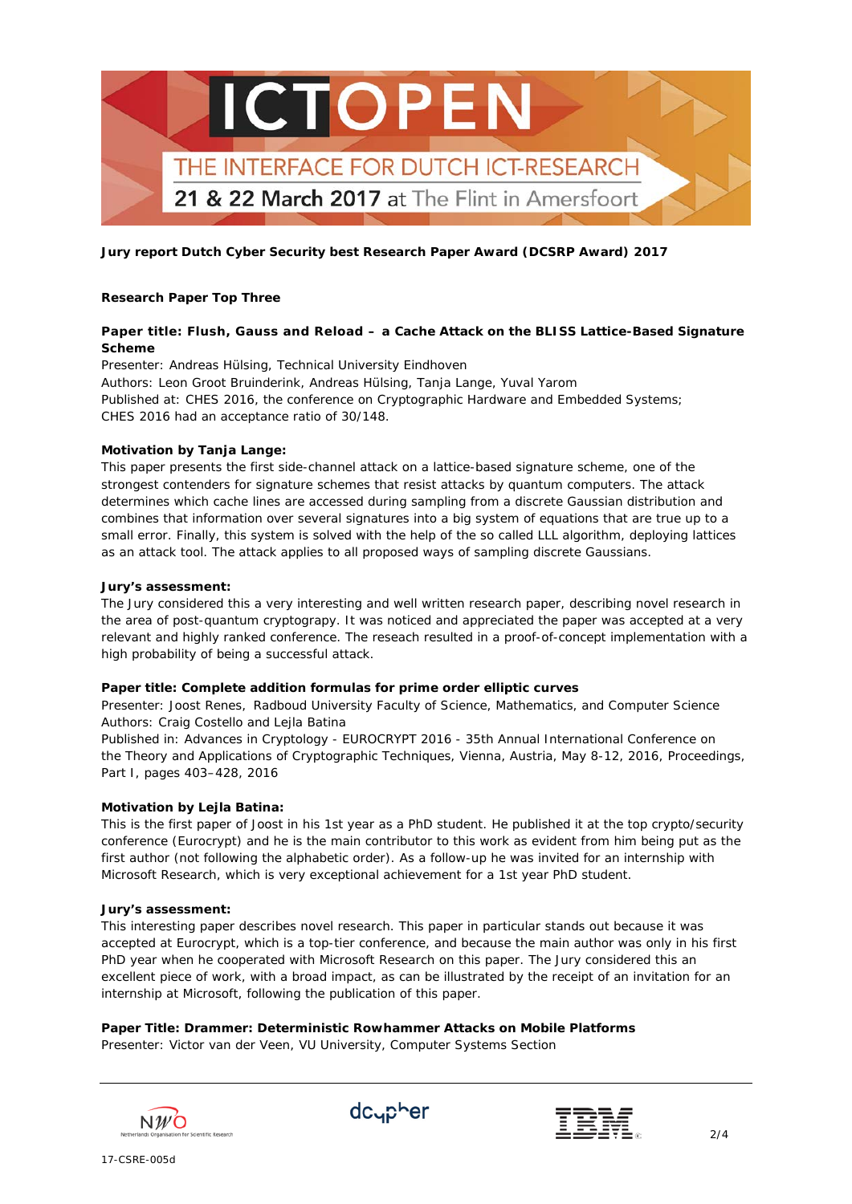**Jury report Dutch Cyber Security best Research Paper Award (DCSRP Award) 2017**

**Research Paper Top Three**

**Paper title: Flush, Gauss and Reload – a Cache Attack on the BLISS Lattice-Based Signature Scheme**

Presenter: Andreas Hülsing, Technical University Eindhoven
Authors: Leon Groot Bruinderink, Andreas Hülsing, Tanja Lange, Yuval Yarom
Published at: CHES 2016, the conference on Cryptographic Hardware and Embedded Systems; CHES 2016 had an acceptance ratio of 30/148.

**Motivation by Tanja Lange:**

This paper presents the first side-channel attack on a lattice-based signature scheme, one of the strongest contenders for signature schemes that resist attacks by quantum computers. The attack determines which cache lines are accessed during sampling from a discrete Gaussian distribution and combines that information over several signatures into a big system of equations that are true up to a small error. Finally, this system is solved with the help of the so called LLL algorithm, deploying lattices as an attack tool. The attack applies to all proposed ways of sampling discrete Gaussians.

**Jury's assessment:**

The Jury considered this a very interesting and well written research paper, describing novel research in the area of post-quantum cryptograpy. It was noticed and appreciated the paper was accepted at a very relevant and highly ranked conference. The reseach resulted in a proof-of-concept implementation with a high probability of being a successful attack.

**Paper title: Complete addition formulas for prime order elliptic curves**

Presenter: Joost Renes, Radboud University Faculty of Science, Mathematics, and Computer Science
Authors: Craig Costello and Lejla Batina
Published in: Advances in Cryptology - EUROCRYPT 2016 - 35th Annual International Conference on the Theory and Applications of Cryptographic Techniques, Vienna, Austria, May 8-12, 2016, Proceedings, Part I, pages 403–428, 2016

**Motivation by Lejla Batina:**

This is the first paper of Joost in his 1st year as a PhD student. He published it at the top crypto/security conference (Eurocrypt) and he is the main contributor to this work as evident from him being put as the first author (not following the alphabetic order). As a follow-up he was invited for an internship with Microsoft Research, which is very exceptional achievement for a 1st year PhD student.

**Jury's assessment:**

This interesting paper describes novel research. This paper in particular stands out because it was accepted at Eurocrypt, which is a top-tier conference, and because the main author was only in his first PhD year when he cooperated with Microsoft Research on this paper. The Jury considered this an excellent piece of work, with a broad impact, as can be illustrated by the receipt of an invitation for an internship at Microsoft, following the publication of this paper.

**Paper Title: Drammer: Deterministic Rowhammer Attacks on Mobile Platforms**

Presenter: Victor van der Veen, VU University, Computer Systems Section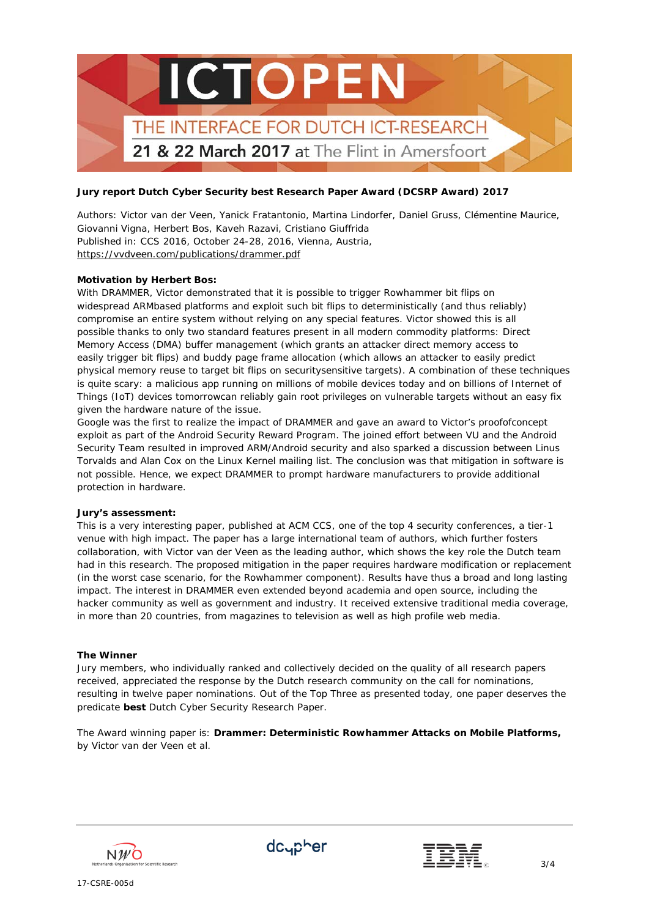ICTOPEN

THE INTERFACE FOR DUTCH ICT-RESEARCH

21 & 22 March 2017 at The Flint in Amersfoort

**Jury report Dutch Cyber Security best Research Paper Award (DCSRP Award) 2017**

Authors: Victor van der Veen, Yanick Fratantonio, Martina Lindorfer, Daniel Gruss, Clémentine Maurice, Giovanni Vigna, Herbert Bos, Kaveh Razavi, Cristiano Giuffrida
Published in: CCS 2016, October 24-28, 2016, Vienna, Austria,
https://vvdveen.com/publications/drammer.pdf

**Motivation by Herbert Bos:**
With DRAMMER, Victor demonstrated that it is possible to trigger Rowhammer bit flips on widespread ARMbased platforms and exploit such bit flips to deterministically (and thus reliably) compromise an entire system without relying on any special features. Victor showed this is all possible thanks to only two standard features present in all modern commodity platforms: Direct Memory Access (DMA) buffer management (which grants an attacker direct memory access to easily trigger bit flips) and buddy page frame allocation (which allows an attacker to easily predict physical memory reuse to target bit flips on securitysensitive targets). A combination of these techniques is quite scary: a malicious app running on millions of mobile devices today and on billions of Internet of Things (IoT) devices tomorrowcan reliably gain root privileges on vulnerable targets without an easy fix given the hardware nature of the issue.
Google was the first to realize the impact of DRAMMER and gave an award to Victor's proofofconcept exploit as part of the Android Security Reward Program. The joined effort between VU and the Android Security Team resulted in improved ARM/Android security and also sparked a discussion between Linus Torvalds and Alan Cox on the Linux Kernel mailing list. The conclusion was that mitigation in software is not possible. Hence, we expect DRAMMER to prompt hardware manufacturers to provide additional protection in hardware.

**Jury's assessment:**
This is a very interesting paper, published at ACM CCS, one of the top 4 security conferences, a tier-1 venue with high impact. The paper has a large international team of authors, which further fosters collaboration, with Victor van der Veen as the leading author, which shows the key role the Dutch team had in this research. The proposed mitigation in the paper requires hardware modification or replacement (in the worst case scenario, for the Rowhammer component). Results have thus a broad and long lasting impact. The interest in DRAMMER even extended beyond academia and open source, including the hacker community as well as government and industry. It received extensive traditional media coverage, in more than 20 countries, from magazines to television as well as high profile web media.

**The Winner**
Jury members, who individually ranked and collectively decided on the quality of all research papers received, appreciated the response by the Dutch research community on the call for nominations, resulting in twelve paper nominations. Out of the Top Three as presented today, one paper deserves the predicate **best** Dutch Cyber Security Research Paper.

The Award winning paper is: **Drammer: Deterministic Rowhammer Attacks on Mobile Platforms,** by Victor van der Veen et al.

17-CSRE-005d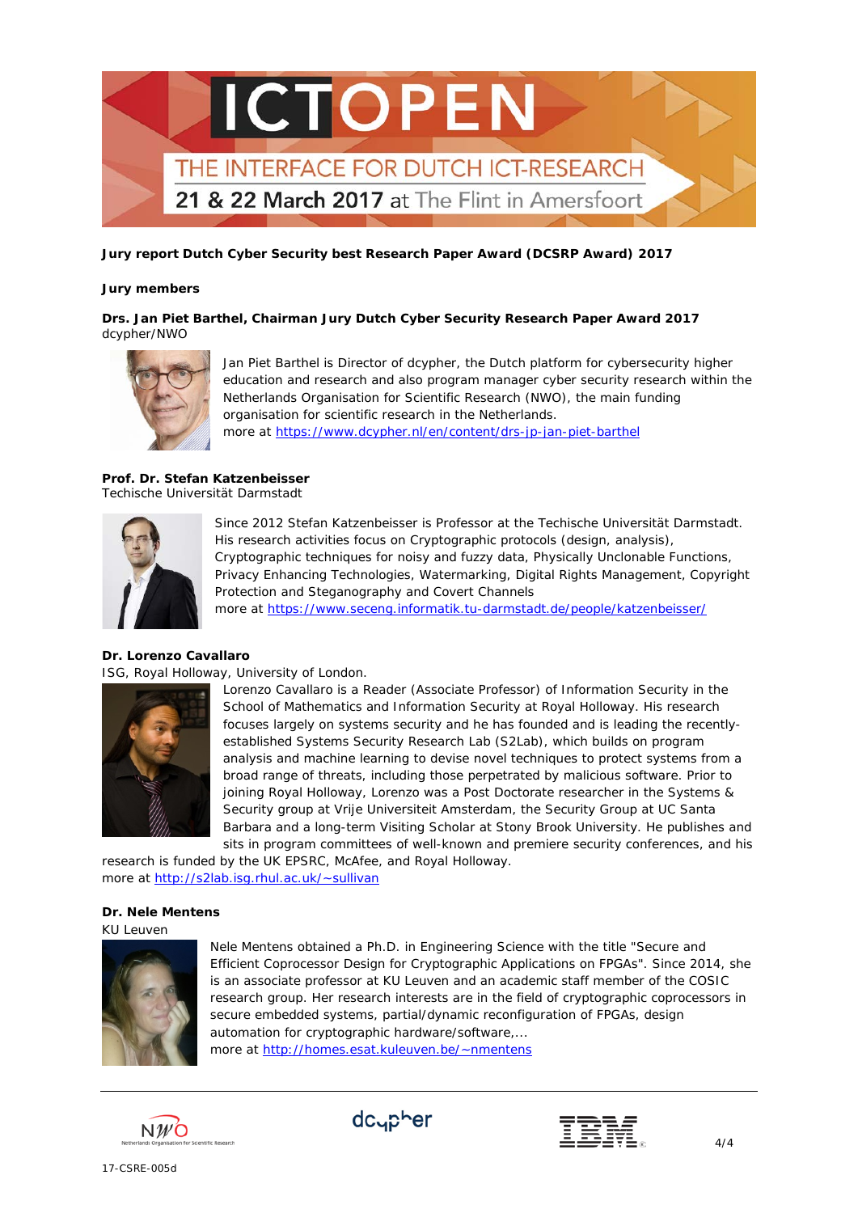# ICTOPEN

THE INTERFACE FOR DUTCH ICT-RESEARCH

21 & 22 March 2017 at The Flint in Amersfoort

**Jury report Dutch Cyber Security best Research Paper Award (DCSRP Award) 2017**

**Jury members**

**Drs. Jan Piet Barthel, Chairman Jury Dutch Cyber Security Research Paper Award 2017**
dcypher/NWO

Jan Piet Barthel is Director of dcypher, the Dutch platform for cybersecurity higher education and research and also program manager cyber security research within the Netherlands Organisation for Scientific Research (NWO), the main funding organisation for scientific research in the Netherlands.
more at https://www.dcypher.nl/en/content/drs-jp-jan-piet-barthel

**Prof. Dr. Stefan Katzenbeisser**
Techische Universität Darmstadt

Since 2012 Stefan Katzenbeisser is Professor at the Techische Universität Darmstadt. His research activities focus on Cryptographic protocols (design, analysis), Cryptographic techniques for noisy and fuzzy data, Physically Unclonable Functions, Privacy Enhancing Technologies, Watermarking, Digital Rights Management, Copyright Protection and Steganography and Covert Channels
more at https://www.seceng.informatik.tu-darmstadt.de/people/katzenbeisser/

**Dr. Lorenzo Cavallaro**
ISG, Royal Holloway, University of London.

Lorenzo Cavallaro is a Reader (Associate Professor) of Information Security in the School of Mathematics and Information Security at Royal Holloway. His research focuses largely on systems security and he has founded and is leading the recently-established Systems Security Research Lab (S2Lab), which builds on program analysis and machine learning to devise novel techniques to protect systems from a broad range of threats, including those perpetrated by malicious software. Prior to joining Royal Holloway, Lorenzo was a Post Doctorate researcher in the Systems & Security group at Vrije Universiteit Amsterdam, the Security Group at UC Santa Barbara and a long-term Visiting Scholar at Stony Brook University. He publishes and sits in program committees of well-known and premiere security conferences, and his research is funded by the UK EPSRC, McAfee, and Royal Holloway.
more at http://s2lab.isg.rhul.ac.uk/~sullivan

**Dr. Nele Mentens**
KU Leuven

Nele Mentens obtained a Ph.D. in Engineering Science with the title "Secure and Efficient Coprocessor Design for Cryptographic Applications on FPGAs". Since 2014, she is an associate professor at KU Leuven and an academic staff member of the COSIC research group. Her research interests are in the field of cryptographic coprocessors in secure embedded systems, partial/dynamic reconfiguration of FPGAs, design automation for cryptographic hardware/software,...
more at http://homes.esat.kuleuven.be/~nmentens

NWO Netherlands Organisation for Scientific Research

dcypher

IBM

17-CSRE-005d